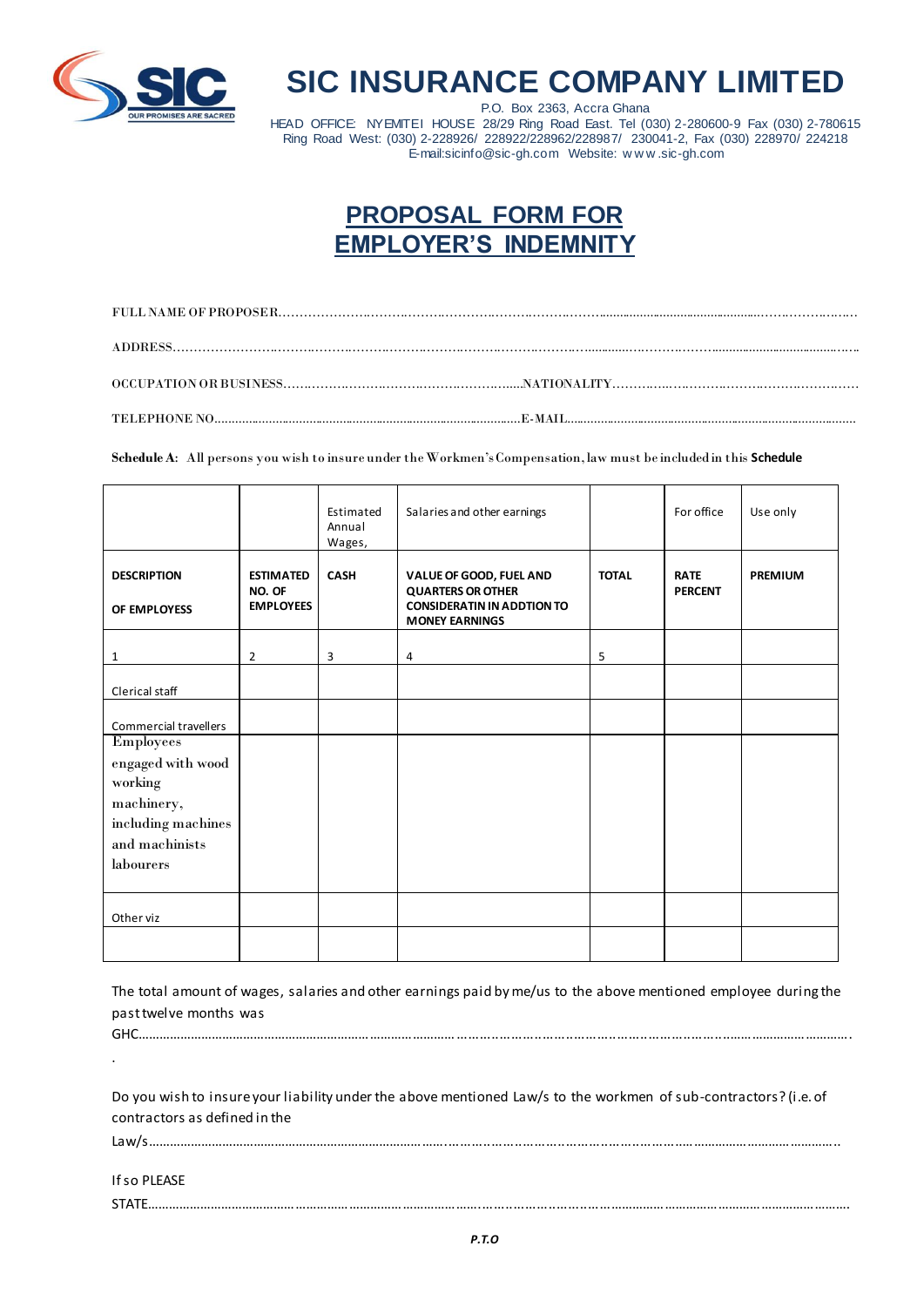# SIC INSURANCE COMPANY LIMITED

P.O. Box 2363, Accra Ghana
HEAD OFFICE: NYEMITEI HOUSE 28/29 Ring Road East. Tel (030) 2-280600-9 Fax (030) 2-780615
Ring Road West: (030) 2-228926/ 228922/228962/228987/ 230041-2, Fax (030) 228970/ 224218
E-mail:sicinfo@sic-gh.com Website: www.sic-gh.com

## PROPOSAL FORM FOR EMPLOYER'S INDEMNITY

FULL NAME OF PROPOSER……………………………………………………………………………………………………

ADDRESS……………………………………………………………………………………………………………………

OCCUPATION OR BUSINESS……………………………………………………NATIONALITY…………………………………

TELEPHONE NO……………………………………………………E-MAIL……………………………………………………

**Schedule A:** All persons you wish to insure under the Workmen's Compensation, law must be included in this **Schedule**

| | | Estimated Annual Wages, | Salaries and other earnings | | For office | Use only |
|---|---|---|---|---|---|---|
| **DESCRIPTION OF EMPLOYESS** | **ESTIMATED NO. OF EMPLOYEES** | **CASH** | **VALUE OF GOOD, FUEL AND QUARTERS OR OTHER CONSIDERATIN IN ADDTION TO MONEY EARNINGS** | **TOTAL** | **RATE PERCENT** | **PREMIUM** |
| 1 | 2 | 3 | 4 | 5 | | |
| Clerical staff | | | | | | |
| Commercial travellers | | | | | | |
| Employees engaged with wood working machinery, including machines and machinists labourers | | | | | | |
| Other viz | | | | | | |
| | | | | | | |

The total amount of wages, salaries and other earnings paid by me/us to the above mentioned employee during the past twelve months was GHC……………………………………………………………………………………………………

.

Do you wish to insure your liability under the above mentioned Law/s to the workmen of sub-contractors? (i.e. of contractors as defined in the Law/s……………………………………………………………………………………………………

If so PLEASE STATE……………………………………………………………………………………………………

***P.T.O***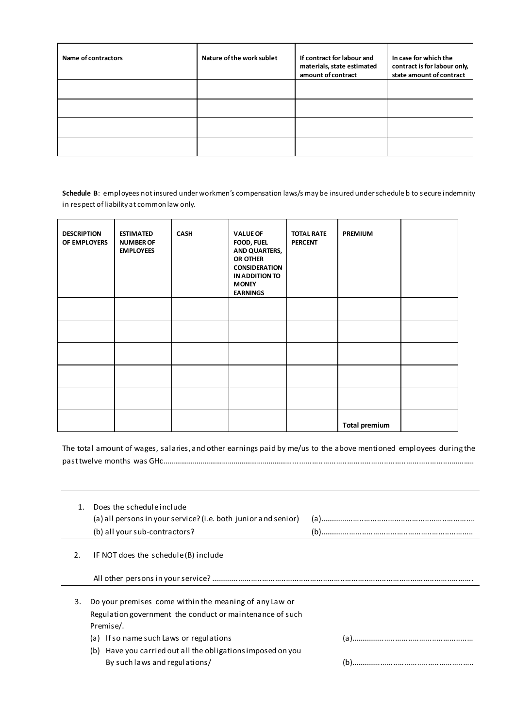| Name of contractors | Nature of the work sublet | If contract for labour and materials, state estimated amount of contract | In case for which the contract is for labour only, state amount of contract |
|---|---|---|---|
| | | | |
| | | | |
| | | | |
| | | | |

**Schedule B**: employees not insured under workmen's compensation laws/s may be insured under schedule b to secure indemnity in respect of liability at common law only.

| DESCRIPTION OF EMPLOYERS | ESTIMATED NUMBER OF EMPLOYEES | CASH | VALUE OF FOOD, FUEL AND QUARTERS, OR OTHER CONSIDERATION IN ADDITION TO MONEY EARNINGS | TOTAL RATE PERCENT | PREMIUM | |
|---|---|---|---|---|---|---|
| | | | | | | |
| | | | | | | |
| | | | | | | |
| | | | | | | |
| | | | | | | |
| | | | | | **Total premium** | |

The total amount of wages, salaries, and other earnings paid by me/us to the above mentioned employees during the past twelve months was GHc………………………………………………………………………………………………………………………………………

1. Does the schedule include
   (a) all persons in your service? (i.e. both junior and senior) (a)……………………………………………………………
   (b) all your sub-contractors? (b)……………………………………………………………

2. IF NOT does the schedule (B) include

   All other persons in your service? ……………………………………………………………………………………………………

3. Do your premises come within the meaning of any Law or Regulation government the conduct or maintenance of such Premise/.
   (a) If so name such Laws or regulations (a)………………………………………………
   (b) Have you carried out all the obligations imposed on you By such laws and regulations/ (b)………………………………………………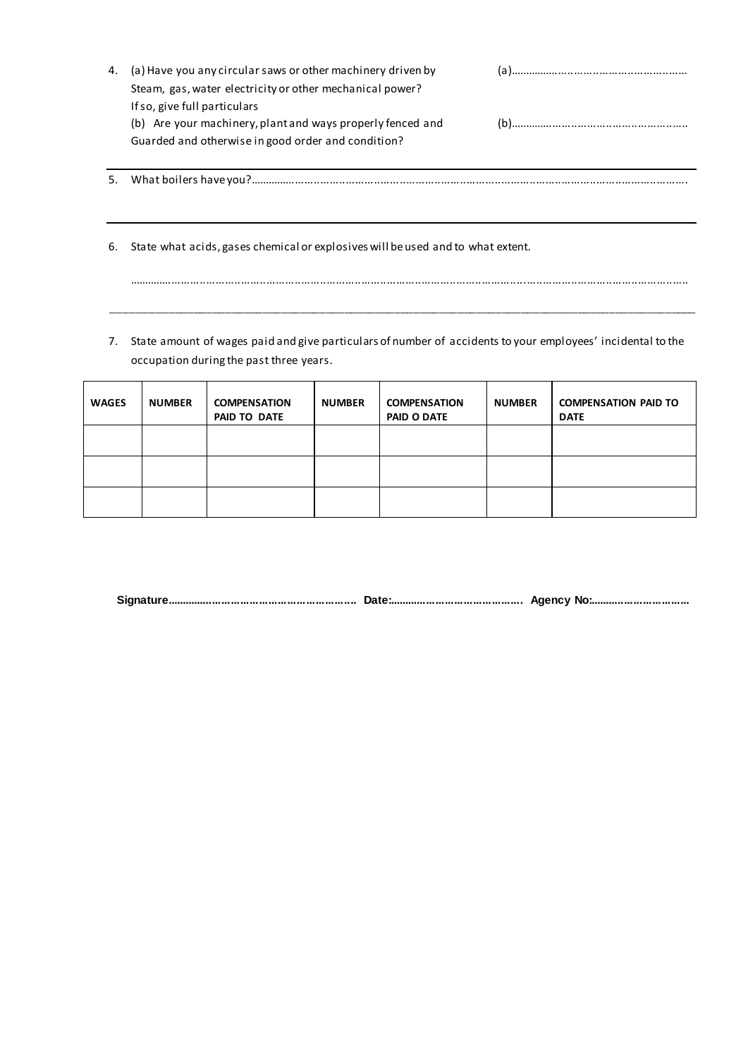4. (a) Have you any circular saws or other machinery driven by Steam, gas, water electricity or other mechanical power? If so, give full particulars

   (a)……………………………………………………

   (b) Are your machinery, plant and ways properly fenced and Guarded and otherwise in good order and condition?

   (b)……………………………………………………

---

5. What boilers have you?……………………………………………………………………………………………………………………

---

6. State what acids, gases chemical or explosives will be used and to what extent.

   ……………………………………………………………………………………………………………………………………………………

---

7. State amount of wages paid and give particulars of number of accidents to your employees' incidental to the occupation during the past three years.

| WAGES | NUMBER | COMPENSATION PAID TO DATE | NUMBER | COMPENSATION PAID O DATE | NUMBER | COMPENSATION PAID TO DATE |
|---|---|---|---|---|---|---|
| | | | | | | |
| | | | | | | |
| | | | | | | |

**Signature……………………………………………… Date:…………………………………. Agency No:……………………………**